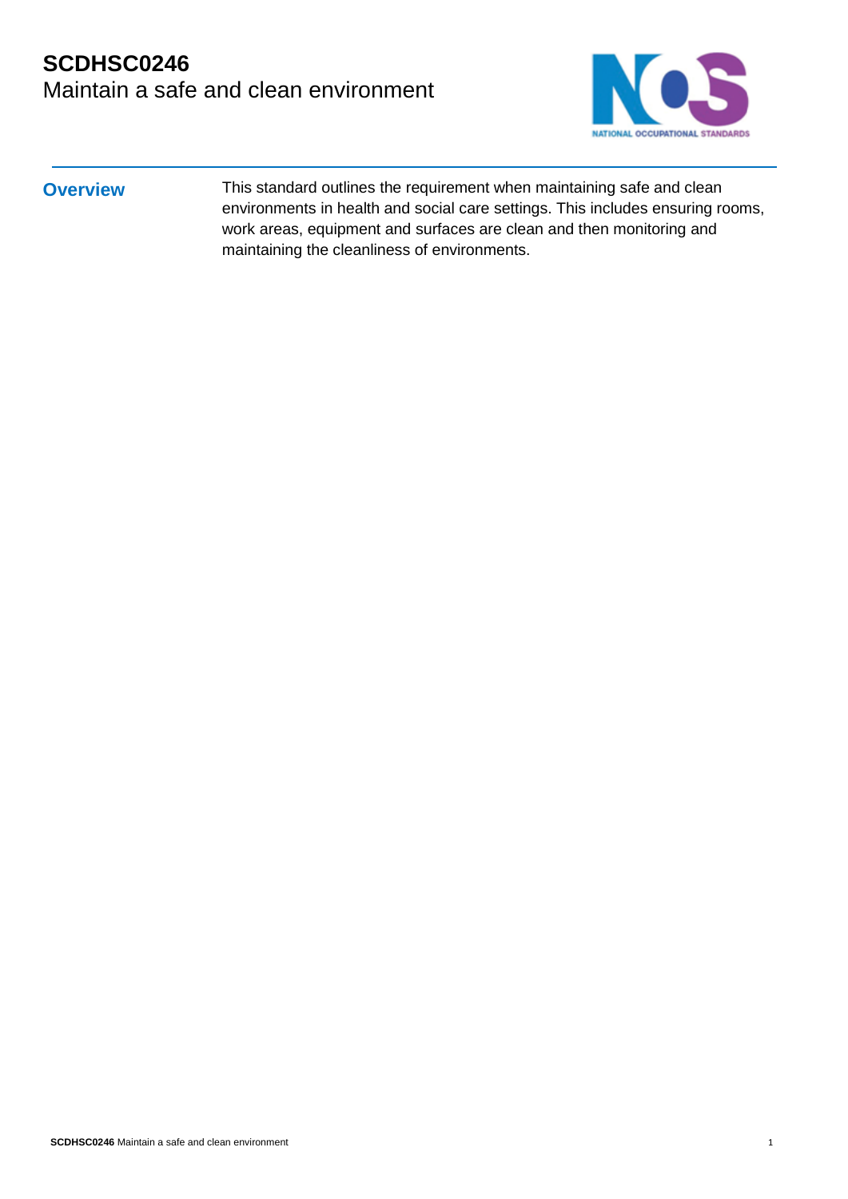# SCDHSC0246
Maintain a safe and clean environment

## Overview

This standard outlines the requirement when maintaining safe and clean environments in health and social care settings. This includes ensuring rooms, work areas, equipment and surfaces are clean and then monitoring and maintaining the cleanliness of environments.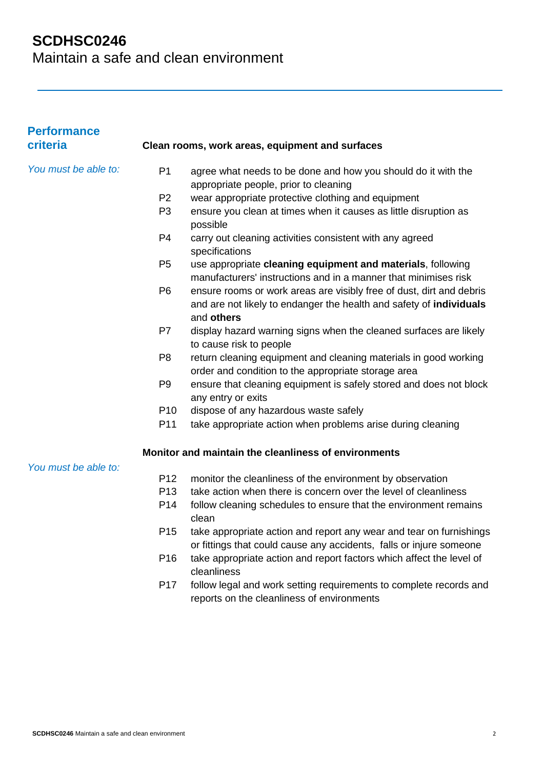# SCDHSC0246
## Maintain a safe and clean environment

## Performance criteria

### Clean rooms, work areas, equipment and surfaces

*You must be able to:*

- P1 agree what needs to be done and how you should do it with the appropriate people, prior to cleaning
- P2 wear appropriate protective clothing and equipment
- P3 ensure you clean at times when it causes as little disruption as possible
- P4 carry out cleaning activities consistent with any agreed specifications
- P5 use appropriate **cleaning equipment and materials**, following manufacturers' instructions and in a manner that minimises risk
- P6 ensure rooms or work areas are visibly free of dust, dirt and debris and are not likely to endanger the health and safety of **individuals** and **others**
- P7 display hazard warning signs when the cleaned surfaces are likely to cause risk to people
- P8 return cleaning equipment and cleaning materials in good working order and condition to the appropriate storage area
- P9 ensure that cleaning equipment is safely stored and does not block any entry or exits
- P10 dispose of any hazardous waste safely
- P11 take appropriate action when problems arise during cleaning

### Monitor and maintain the cleanliness of environments

*You must be able to:*

- P12 monitor the cleanliness of the environment by observation
- P13 take action when there is concern over the level of cleanliness
- P14 follow cleaning schedules to ensure that the environment remains clean
- P15 take appropriate action and report any wear and tear on furnishings or fittings that could cause any accidents, falls or injure someone
- P16 take appropriate action and report factors which affect the level of cleanliness
- P17 follow legal and work setting requirements to complete records and reports on the cleanliness of environments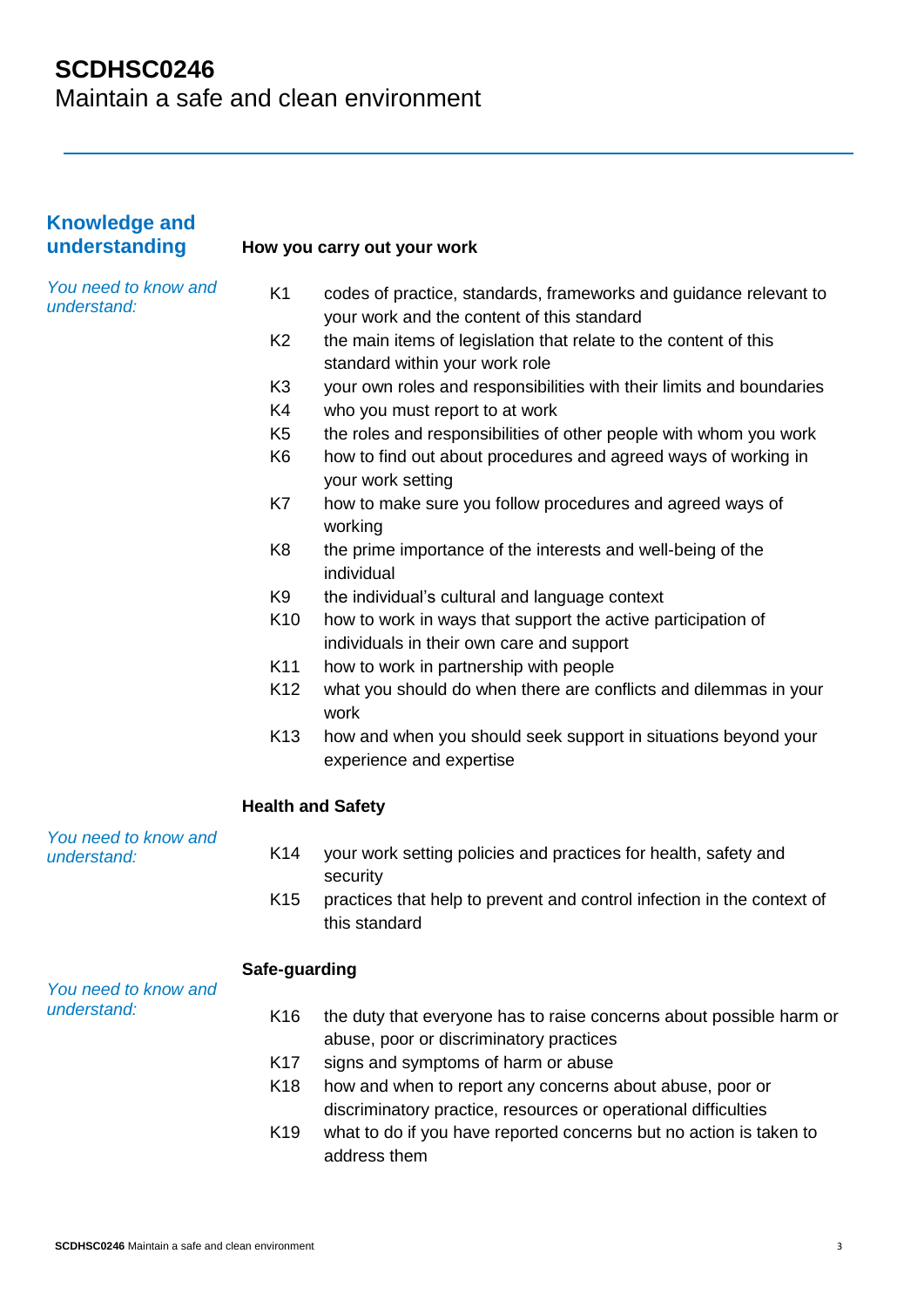# SCDHSC0246
Maintain a safe and clean environment

## Knowledge and understanding

### How you carry out your work

*You need to know and understand:*

- K1 codes of practice, standards, frameworks and guidance relevant to your work and the content of this standard
- K2 the main items of legislation that relate to the content of this standard within your work role
- K3 your own roles and responsibilities with their limits and boundaries
- K4 who you must report to at work
- K5 the roles and responsibilities of other people with whom you work
- K6 how to find out about procedures and agreed ways of working in your work setting
- K7 how to make sure you follow procedures and agreed ways of working
- K8 the prime importance of the interests and well-being of the individual
- K9 the individual's cultural and language context
- K10 how to work in ways that support the active participation of individuals in their own care and support
- K11 how to work in partnership with people
- K12 what you should do when there are conflicts and dilemmas in your work
- K13 how and when you should seek support in situations beyond your experience and expertise

### Health and Safety

*You need to know and understand:*

- K14 your work setting policies and practices for health, safety and security
- K15 practices that help to prevent and control infection in the context of this standard

### Safe-guarding

*You need to know and understand:*

- K16 the duty that everyone has to raise concerns about possible harm or abuse, poor or discriminatory practices
- K17 signs and symptoms of harm or abuse
- K18 how and when to report any concerns about abuse, poor or discriminatory practice, resources or operational difficulties
- K19 what to do if you have reported concerns but no action is taken to address them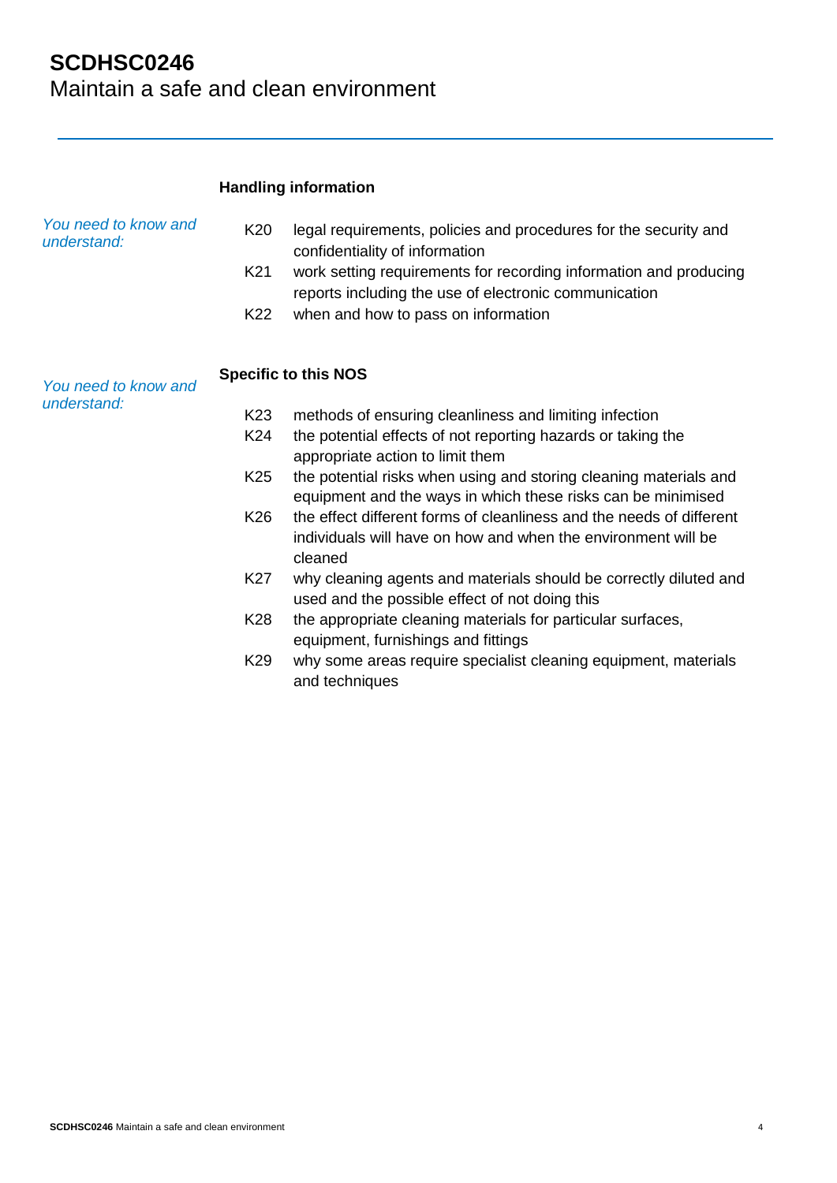**Handling information**

*You need to know and understand:*

- K20 legal requirements, policies and procedures for the security and confidentiality of information
- K21 work setting requirements for recording information and producing reports including the use of electronic communication
- K22 when and how to pass on information

**Specific to this NOS**

*You need to know and understand:*

- K23 methods of ensuring cleanliness and limiting infection
- K24 the potential effects of not reporting hazards or taking the appropriate action to limit them
- K25 the potential risks when using and storing cleaning materials and equipment and the ways in which these risks can be minimised
- K26 the effect different forms of cleanliness and the needs of different individuals will have on how and when the environment will be cleaned
- K27 why cleaning agents and materials should be correctly diluted and used and the possible effect of not doing this
- K28 the appropriate cleaning materials for particular surfaces, equipment, furnishings and fittings
- K29 why some areas require specialist cleaning equipment, materials and techniques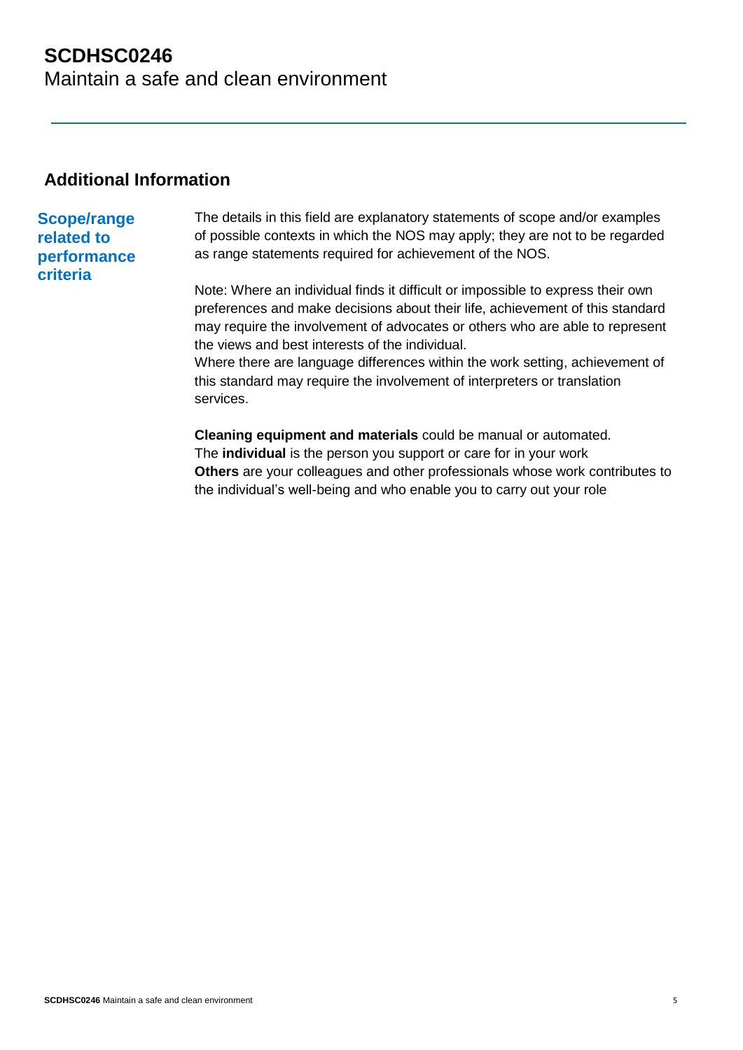## Additional Information

### Scope/range related to performance criteria

The details in this field are explanatory statements of scope and/or examples of possible contexts in which the NOS may apply; they are not to be regarded as range statements required for achievement of the NOS.

Note: Where an individual finds it difficult or impossible to express their own preferences and make decisions about their life, achievement of this standard may require the involvement of advocates or others who are able to represent the views and best interests of the individual.
Where there are language differences within the work setting, achievement of this standard may require the involvement of interpreters or translation services.

**Cleaning equipment and materials** could be manual or automated.
The **individual** is the person you support or care for in your work
**Others** are your colleagues and other professionals whose work contributes to the individual's well-being and who enable you to carry out your role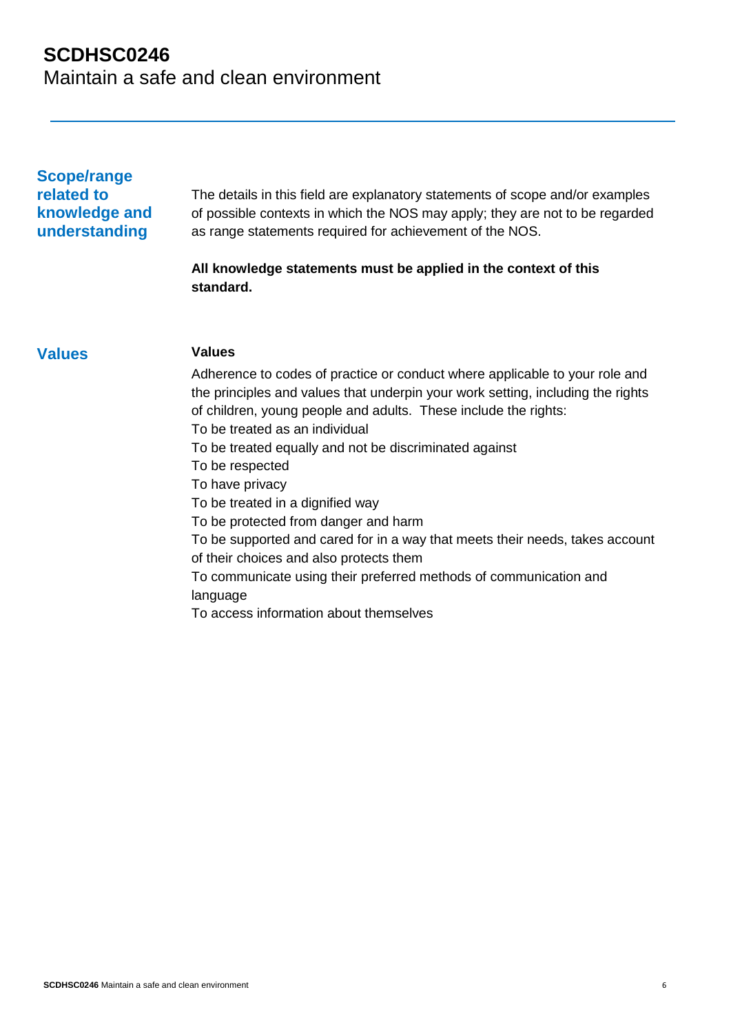## Scope/range related to knowledge and understanding

The details in this field are explanatory statements of scope and/or examples of possible contexts in which the NOS may apply; they are not to be regarded as range statements required for achievement of the NOS.

**All knowledge statements must be applied in the context of this standard.**

## Values

**Values**

Adherence to codes of practice or conduct where applicable to your role and the principles and values that underpin your work setting, including the rights of children, young people and adults. These include the rights:

To be treated as an individual

To be treated equally and not be discriminated against

To be respected

To have privacy

To be treated in a dignified way

To be protected from danger and harm

To be supported and cared for in a way that meets their needs, takes account of their choices and also protects them

To communicate using their preferred methods of communication and language

To access information about themselves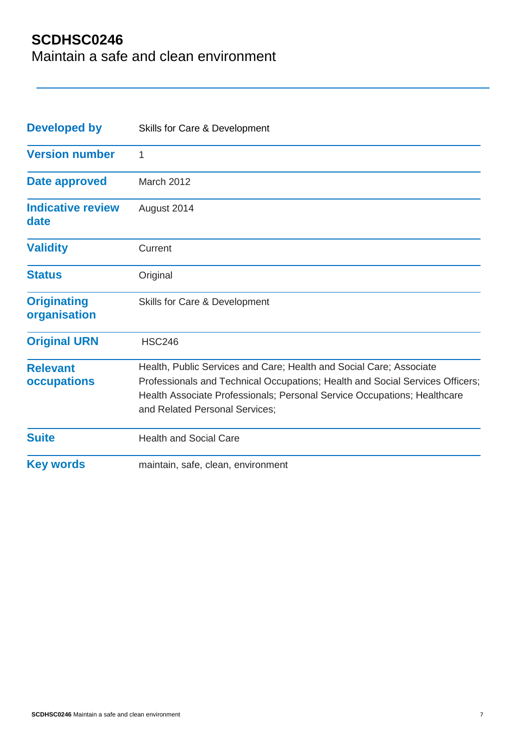# SCDHSC0246
Maintain a safe and clean environment

| | |
|---|---|
| **Developed by** | Skills for Care & Development |
| **Version number** | 1 |
| **Date approved** | March 2012 |
| **Indicative review date** | August 2014 |
| **Validity** | Current |
| **Status** | Original |
| **Originating organisation** | Skills for Care & Development |
| **Original URN** | HSC246 |
| **Relevant occupations** | Health, Public Services and Care; Health and Social Care; Associate Professionals and Technical Occupations; Health and Social Services Officers; Health Associate Professionals; Personal Service Occupations; Healthcare and Related Personal Services; |
| **Suite** | Health and Social Care |
| **Key words** | maintain, safe, clean, environment |